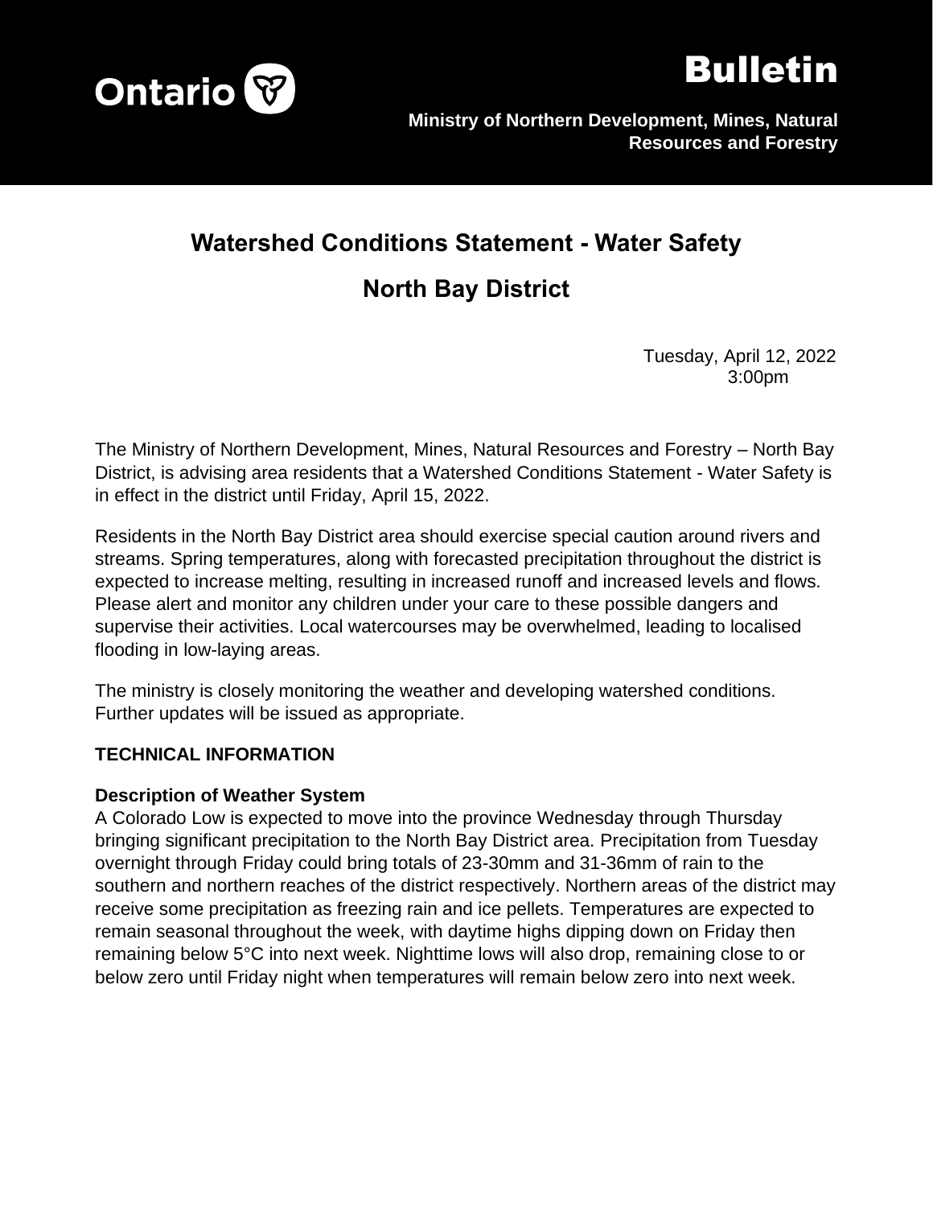Ontario

# Bulletin

**Ministry of Northern Development, Mines, Natural Resources and Forestry**

## Watershed Conditions Statement - Water Safety

## North Bay District

Tuesday, April 12, 2022
3:00pm

The Ministry of Northern Development, Mines, Natural Resources and Forestry – North Bay District, is advising area residents that a Watershed Conditions Statement - Water Safety is in effect in the district until Friday, April 15, 2022.

Residents in the North Bay District area should exercise special caution around rivers and streams. Spring temperatures, along with forecasted precipitation throughout the district is expected to increase melting, resulting in increased runoff and increased levels and flows. Please alert and monitor any children under your care to these possible dangers and supervise their activities. Local watercourses may be overwhelmed, leading to localised flooding in low-laying areas.

The ministry is closely monitoring the weather and developing watershed conditions. Further updates will be issued as appropriate.

**TECHNICAL INFORMATION**

**Description of Weather System**

A Colorado Low is expected to move into the province Wednesday through Thursday bringing significant precipitation to the North Bay District area. Precipitation from Tuesday overnight through Friday could bring totals of 23-30mm and 31-36mm of rain to the southern and northern reaches of the district respectively. Northern areas of the district may receive some precipitation as freezing rain and ice pellets. Temperatures are expected to remain seasonal throughout the week, with daytime highs dipping down on Friday then remaining below 5°C into next week. Nighttime lows will also drop, remaining close to or below zero until Friday night when temperatures will remain below zero into next week.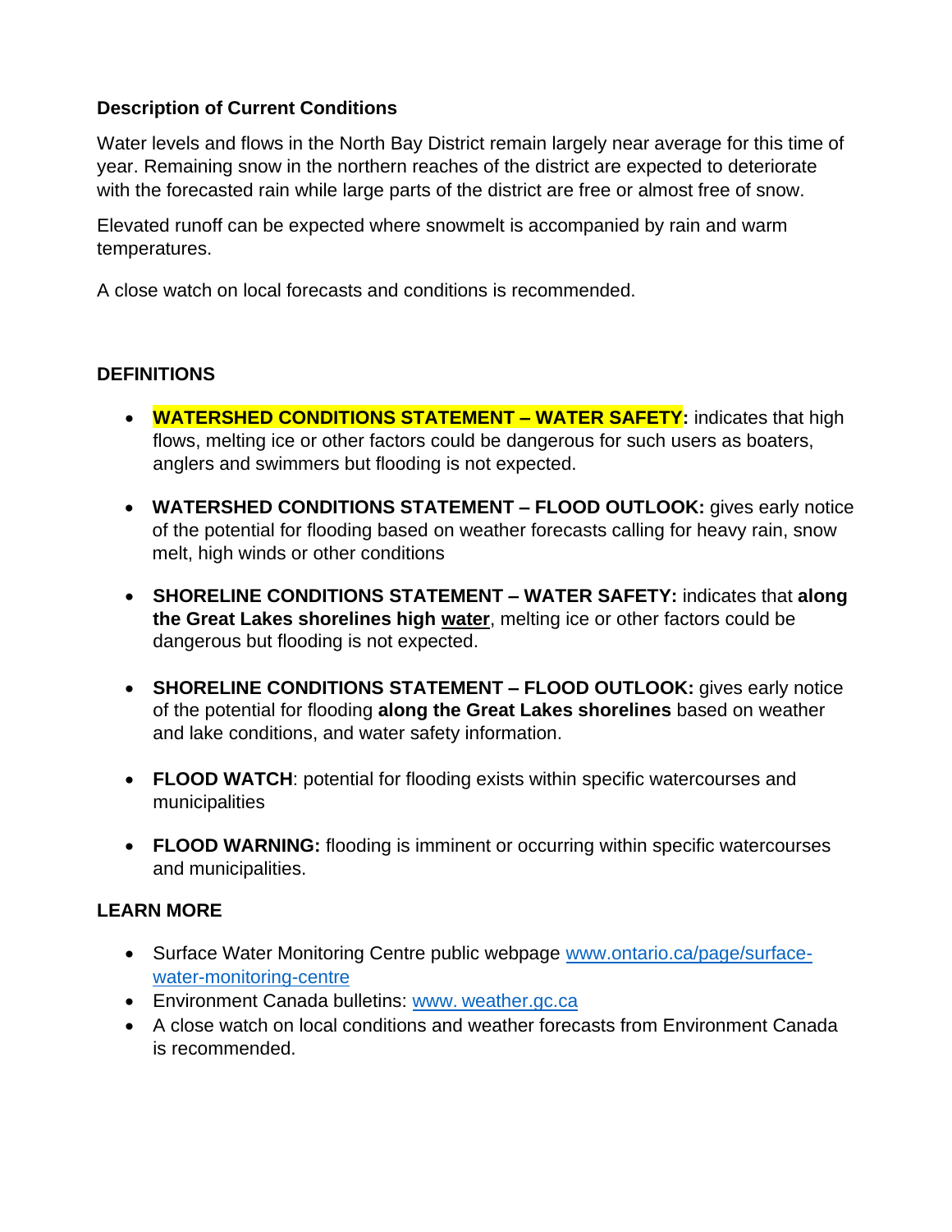**Description of Current Conditions**

Water levels and flows in the North Bay District remain largely near average for this time of year. Remaining snow in the northern reaches of the district are expected to deteriorate with the forecasted rain while large parts of the district are free or almost free of snow.

Elevated runoff can be expected where snowmelt is accompanied by rain and warm temperatures.

A close watch on local forecasts and conditions is recommended.

**DEFINITIONS**

- **WATERSHED CONDITIONS STATEMENT – WATER SAFETY:** indicates that high flows, melting ice or other factors could be dangerous for such users as boaters, anglers and swimmers but flooding is not expected.
- **WATERSHED CONDITIONS STATEMENT – FLOOD OUTLOOK:** gives early notice of the potential for flooding based on weather forecasts calling for heavy rain, snow melt, high winds or other conditions
- **SHORELINE CONDITIONS STATEMENT – WATER SAFETY:** indicates that **along the Great Lakes shorelines high water**, melting ice or other factors could be dangerous but flooding is not expected.
- **SHORELINE CONDITIONS STATEMENT – FLOOD OUTLOOK:** gives early notice of the potential for flooding **along the Great Lakes shorelines** based on weather and lake conditions, and water safety information.
- **FLOOD WATCH**: potential for flooding exists within specific watercourses and municipalities
- **FLOOD WARNING:** flooding is imminent or occurring within specific watercourses and municipalities.

**LEARN MORE**

- Surface Water Monitoring Centre public webpage [www.ontario.ca/page/surface-water-monitoring-centre](www.ontario.ca/page/surface-water-monitoring-centre)
- Environment Canada bulletins: [www. weather.gc.ca](www.weather.gc.ca)
- A close watch on local conditions and weather forecasts from Environment Canada is recommended.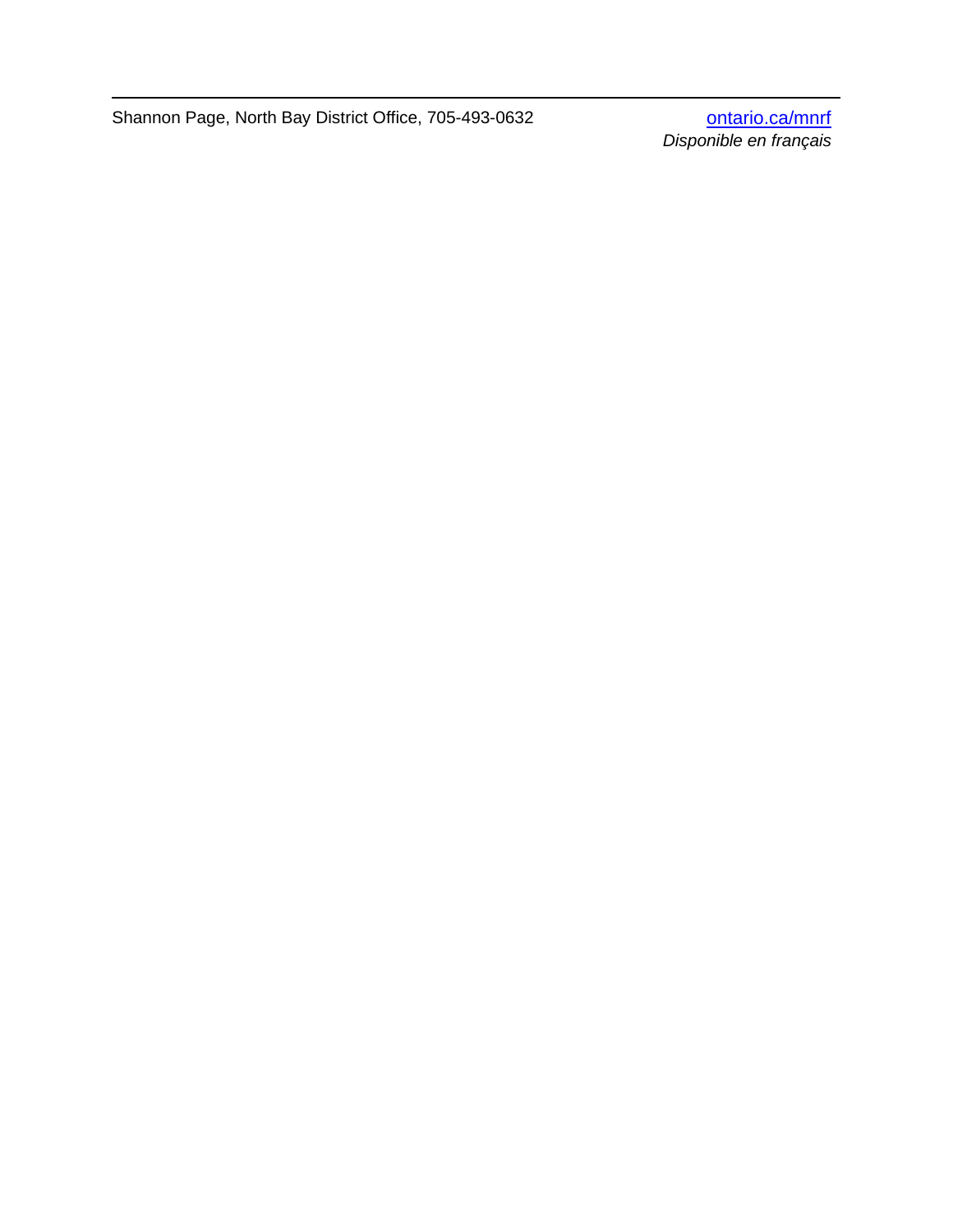Shannon Page, North Bay District Office, 705-493-0632

ontario.ca/mnrf

*Disponible en français*